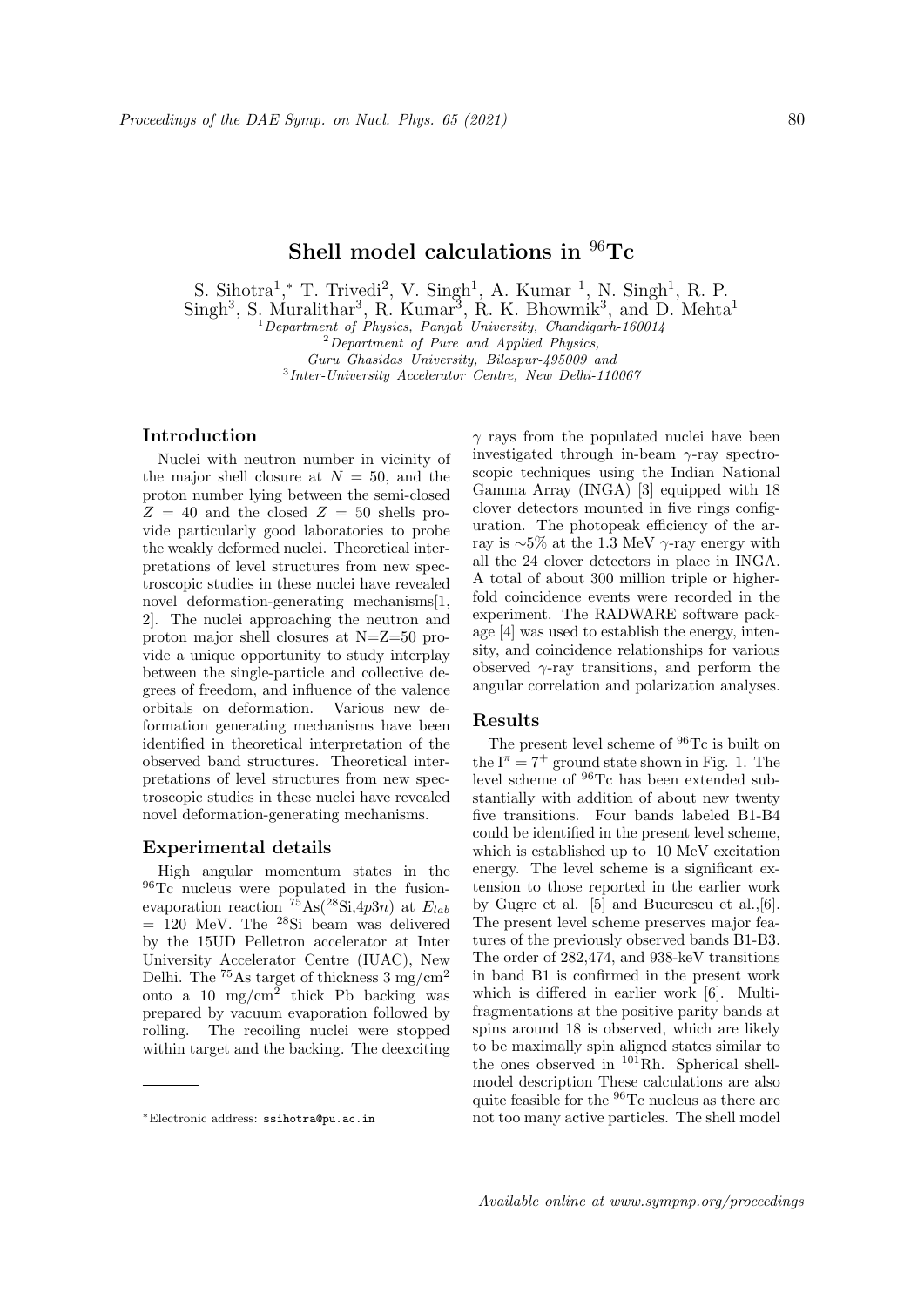# Shell model calculations in $^{96}$Tc

S. Sihotra[1],* T. Trivedi[2], V. Singh[1], A. Kumar [1], N. Singh[1], R. P. Singh[3], S. Muralithar[3], R. Kumar[3], R. K. Bhowmik[3], and D. Mehta[1]

[1] *Department of Physics, Panjab University, Chandigarh-160014*
[2] *Department of Pure and Applied Physics, Guru Ghasidas University, Bilaspur-495009 and*
[3] *Inter-University Accelerator Centre, New Delhi-110067*

## Introduction

Nuclei with neutron number in vicinity of the major shell closure at $N = 50$, and the proton number lying between the semi-closed $Z = 40$ and the closed $Z = 50$ shells provide particularly good laboratories to probe the weakly deformed nuclei. Theoretical interpretations of level structures from new spectroscopic studies in these nuclei have revealed novel deformation-generating mechanisms[1, 2]. The nuclei approaching the neutron and proton major shell closures at N=Z=50 provide a unique opportunity to study interplay between the single-particle and collective degrees of freedom, and influence of the valence orbitals on deformation. Various new deformation generating mechanisms have been identified in theoretical interpretation of the observed band structures. Theoretical interpretations of level structures from new spectroscopic studies in these nuclei have revealed novel deformation-generating mechanisms.

## Experimental details

High angular momentum states in the $^{96}$Tc nucleus were populated in the fusion-evaporation reaction $^{75}$As($^{28}$Si,4$p$3$n$) at $E_{lab}$ = 120 MeV. The $^{28}$Si beam was delivered by the 15UD Pelletron accelerator at Inter University Accelerator Centre (IUAC), New Delhi. The $^{75}$As target of thickness 3 mg/cm$^2$ onto a 10 mg/cm$^2$ thick Pb backing was prepared by vacuum evaporation followed by rolling. The recoiling nuclei were stopped within target and the backing. The deexciting $\gamma$ rays from the populated nuclei have been investigated through in-beam $\gamma$-ray spectroscopic techniques using the Indian National Gamma Array (INGA) [3] equipped with 18 clover detectors mounted in five rings configuration. The photopeak efficiency of the array is $\sim$5% at the 1.3 MeV $\gamma$-ray energy with all the 24 clover detectors in place in INGA. A total of about 300 million triple or higher-fold coincidence events were recorded in the experiment. The RADWARE software package [4] was used to establish the energy, intensity, and coincidence relationships for various observed $\gamma$-ray transitions, and perform the angular correlation and polarization analyses.

## Results

The present level scheme of $^{96}$Tc is built on the $I^{\pi} = 7^{+}$ ground state shown in Fig. 1. The level scheme of $^{96}$Tc has been extended substantially with addition of about new twenty five transitions. Four bands labeled B1-B4 could be identified in the present level scheme, which is established up to 10 MeV excitation energy. The level scheme is a significant extension to those reported in the earlier work by Gugre et al. [5] and Bucurescu et al.,[6]. The present level scheme preserves major features of the previously observed bands B1-B3. The order of 282,474, and 938-keV transitions in band B1 is confirmed in the present work which is differed in earlier work [6]. Multi-fragmentations at the positive parity bands at spins around 18 is observed, which are likely to be maximally spin aligned states similar to the ones observed in $^{101}$Rh. Spherical shell-model description These calculations are also quite feasible for the $^{96}$Tc nucleus as there are not too many active particles. The shell model

*Electronic address: ssihotra@pu.ac.in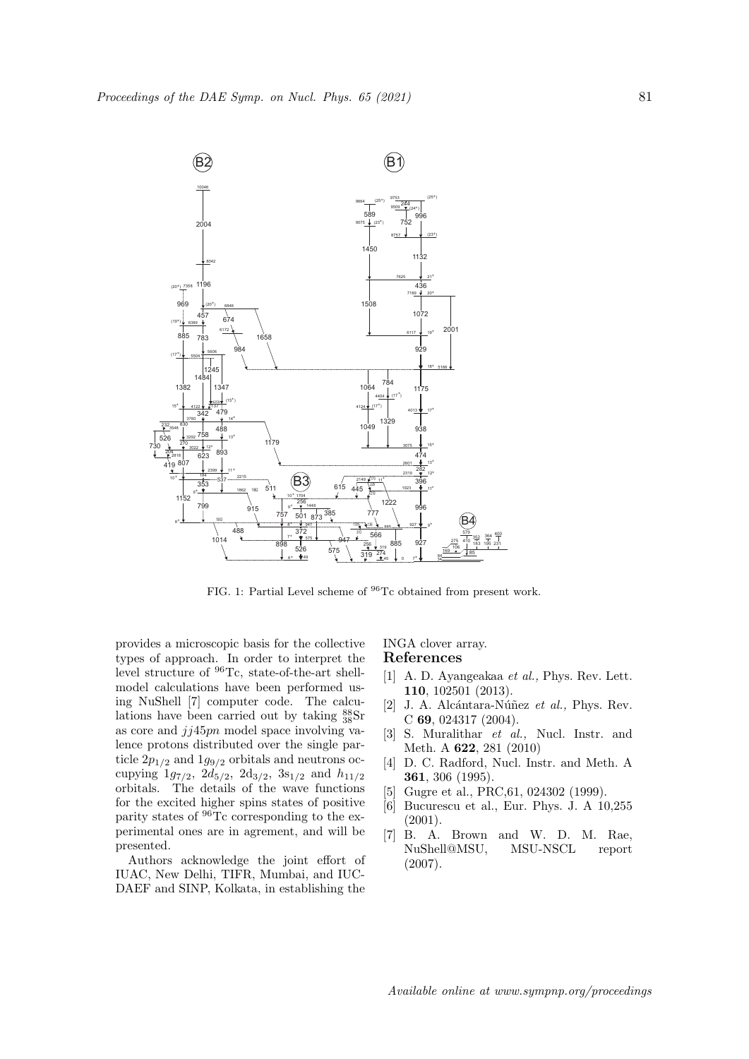FIG. 1: Partial Level scheme of $^{96}$Tc obtained from present work.

provides a microscopic basis for the collective types of approach. In order to interpret the level structure of $^{96}$Tc, state-of-the-art shell-model calculations have been performed using NuShell [7] computer code. The calculations have been carried out by taking $^{88}_{38}$Sr as core and $jj45pn$ model space involving valence protons distributed over the single particle $2p_{1/2}$ and $1g_{9/2}$ orbitals and neutrons occupying $1g_{7/2}$, $2d_{5/2}$, $2d_{3/2}$, $3s_{1/2}$ and $h_{11/2}$ orbitals. The details of the wave functions for the excited higher spins states of positive parity states of $^{96}$Tc corresponding to the experimental ones are in agrement, and will be presented.

Authors acknowledge the joint effort of IUAC, New Delhi, TIFR, Mumbai, and IUC-DAEF and SINP, Kolkata, in establishing the INGA clover array.

## References

- [1] A. D. Ayangeakaa *et al.,* Phys. Rev. Lett. **110**, 102501 (2013).
- [2] J. A. Alcántara-Núñez *et al.,* Phys. Rev. C **69**, 024317 (2004).
- [3] S. Muralithar *et al.,* Nucl. Instr. and Meth. A **622**, 281 (2010)
- [4] D. C. Radford, Nucl. Instr. and Meth. A **361**, 306 (1995).
- [5] Gugre et al., PRC,61, 024302 (1999).
- [6] Bucurescu et al., Eur. Phys. J. A 10,255 (2001).
- [7] B. A. Brown and W. D. M. Rae, NuShell@MSU, MSU-NSCL report (2007).